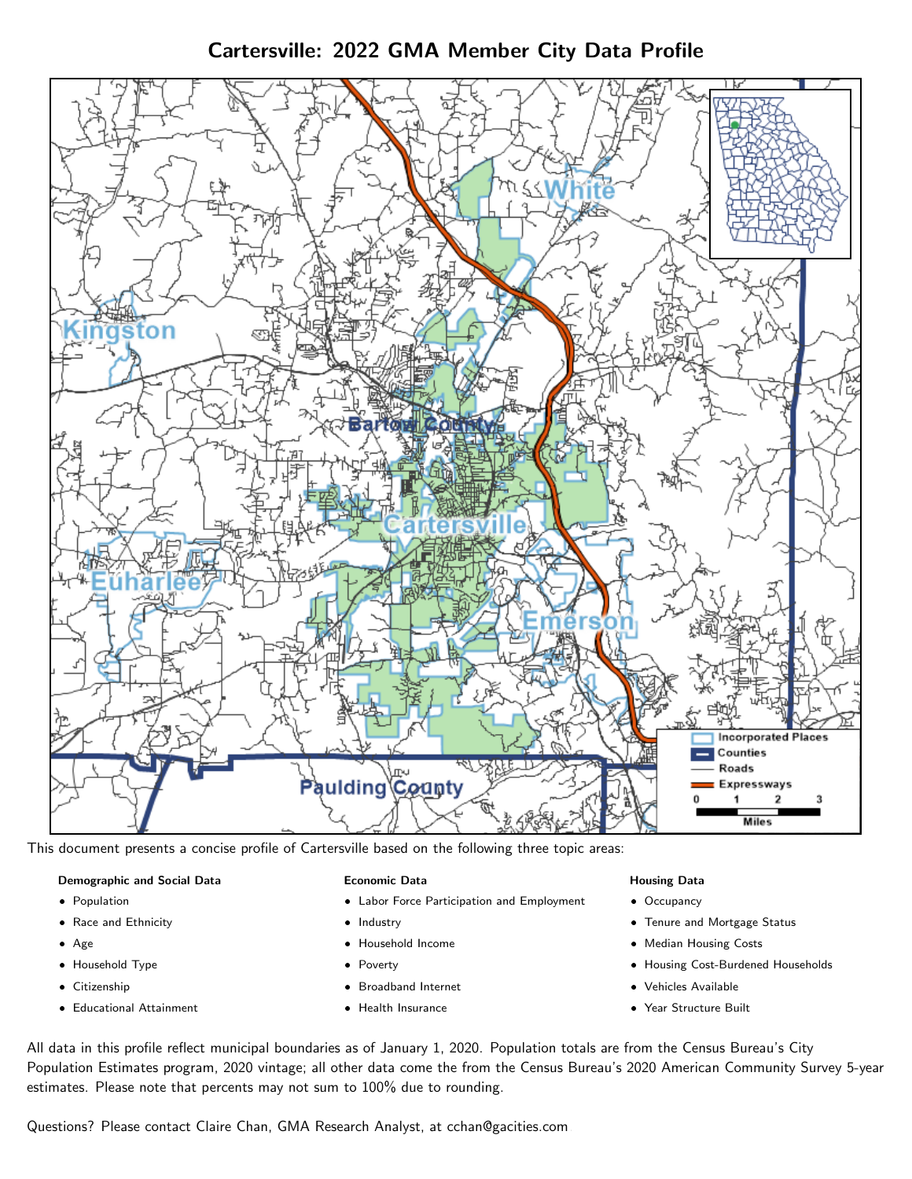# Cartersville: 2022 GMA Member City Data Profile

This document presents a concise profile of Cartersville based on the following three topic areas:

**Demographic and Social Data**

- Population
- Race and Ethnicity
- Age
- Household Type
- Citizenship
- Educational Attainment

**Economic Data**

- Labor Force Participation and Employment
- Industry
- Household Income
- Poverty
- Broadband Internet
- Health Insurance

**Housing Data**

- Occupancy
- Tenure and Mortgage Status
- Median Housing Costs
- Housing Cost-Burdened Households
- Vehicles Available
- Year Structure Built

All data in this profile reflect municipal boundaries as of January 1, 2020. Population totals are from the Census Bureau's City Population Estimates program, 2020 vintage; all other data come the from the Census Bureau's 2020 American Community Survey 5-year estimates. Please note that percents may not sum to 100% due to rounding.

Questions? Please contact Claire Chan, GMA Research Analyst, at cchan@gacities.com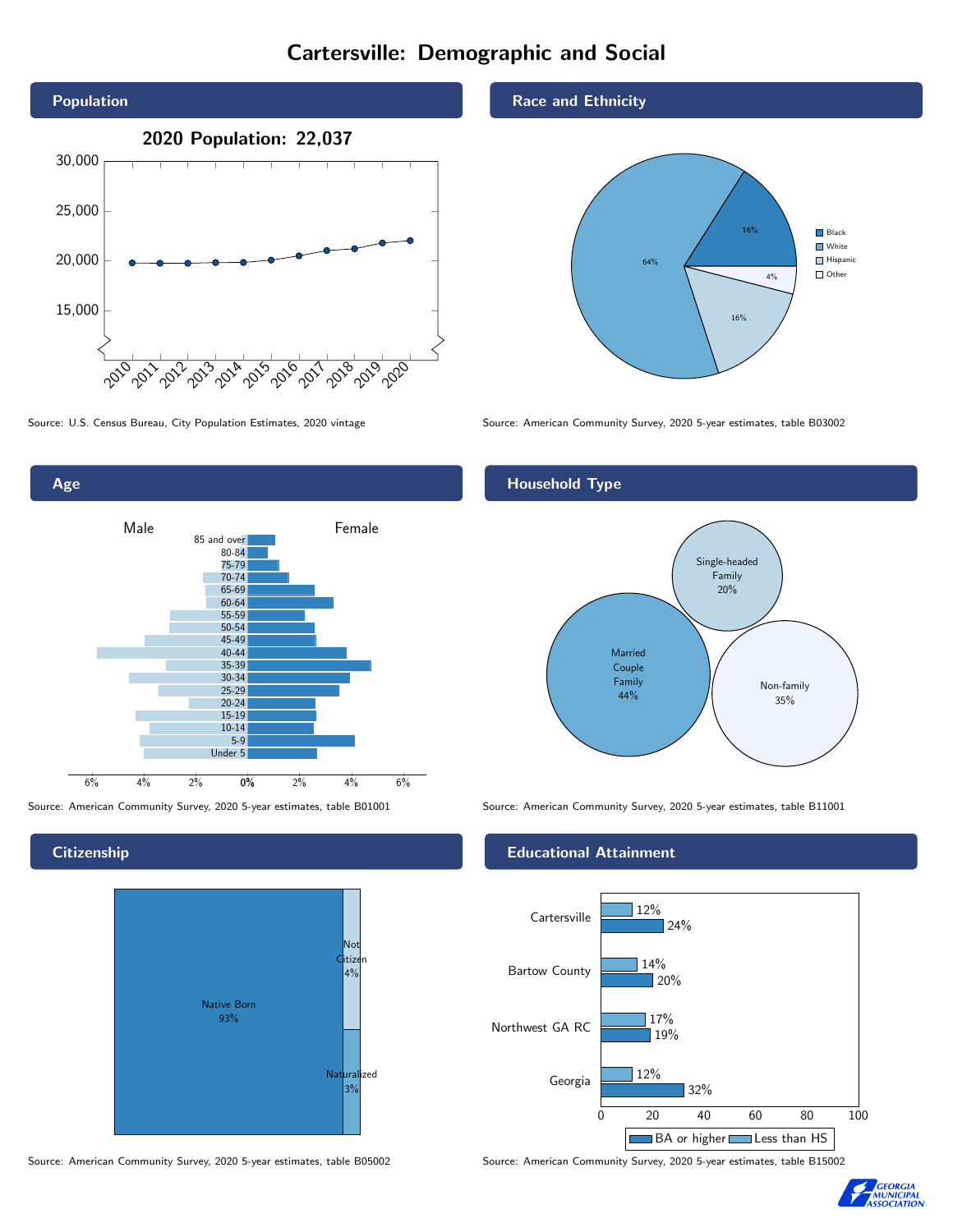# Cartersville: Demographic and Social

## Population

2020 Population: 22,037

Source: U.S. Census Bureau, City Population Estimates, 2020 vintage

## Race and Ethnicity

| Race/Ethnicity | Percent |
| --- | --- |
| Black | 16% |
| White | 64% |
| Hispanic | 16% |
| Other | 4% |

Source: American Community Survey, 2020 5-year estimates, table B03002

## Age

Source: American Community Survey, 2020 5-year estimates, table B01001

## Household Type

| Household Type | Percent |
| --- | --- |
| Married Couple Family | 44% |
| Single-headed Family | 20% |
| Non-family | 35% |

Source: American Community Survey, 2020 5-year estimates, table B11001

## Citizenship

| Citizenship | Percent |
| --- | --- |
| Native Born | 93% |
| Not Citizen | 4% |
| Naturalized | 3% |

Source: American Community Survey, 2020 5-year estimates, table B05002

## Educational Attainment

| Area | Less than HS | BA or higher |
| --- | --- | --- |
| Cartersville | 12% | 24% |
| Bartow County | 14% | 20% |
| Northwest GA RC | 17% | 19% |
| Georgia | 12% | 32% |

Source: American Community Survey, 2020 5-year estimates, table B15002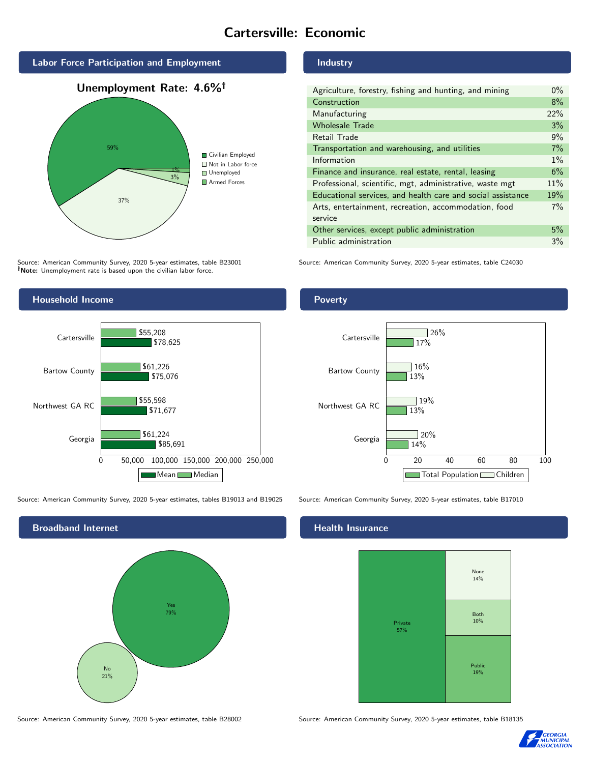# Cartersville: Economic

## Labor Force Participation and Employment

**Unemployment Rate: 4.6%†**

| Category | Percent |
|---|---|
| Civilian Employed | 59% |
| Not in Labor force | 37% |
| Unemployed | 3% |
| Armed Forces | 1% |

Source: American Community Survey, 2020 5-year estimates, table B23001
**†Note:** Unemployment rate is based upon the civilian labor force.

## Industry

| Industry | Percent |
|---|---|
| Agriculture, forestry, fishing and hunting, and mining | 0% |
| Construction | 8% |
| Manufacturing | 22% |
| Wholesale Trade | 3% |
| Retail Trade | 9% |
| Transportation and warehousing, and utilities | 7% |
| Information | 1% |
| Finance and insurance, real estate, rental, leasing | 6% |
| Professional, scientific, mgt, administrative, waste mgt | 11% |
| Educational services, and health care and social assistance | 19% |
| Arts, entertainment, recreation, accommodation, food service | 7% |
| Other services, except public administration | 5% |
| Public administration | 3% |

Source: American Community Survey, 2020 5-year estimates, table C24030

## Household Income

| Area | Median | Mean |
|---|---|---|
| Cartersville | $55,208 | $78,625 |
| Bartow County | $61,226 | $75,076 |
| Northwest GA RC | $55,598 | $71,677 |
| Georgia | $61,224 | $85,691 |

Source: American Community Survey, 2020 5-year estimates, tables B19013 and B19025

## Poverty

| Area | Children | Total Population |
|---|---|---|
| Cartersville | 26% | 17% |
| Bartow County | 16% | 13% |
| Northwest GA RC | 19% | 13% |
| Georgia | 20% | 14% |

Source: American Community Survey, 2020 5-year estimates, table B17010

## Broadband Internet

| Broadband | Percent |
|---|---|
| Yes | 79% |
| No | 21% |

Source: American Community Survey, 2020 5-year estimates, table B28002

## Health Insurance

| Type | Percent |
|---|---|
| Private | 57% |
| Public | 19% |
| Both | 10% |
| None | 14% |

Source: American Community Survey, 2020 5-year estimates, table B18135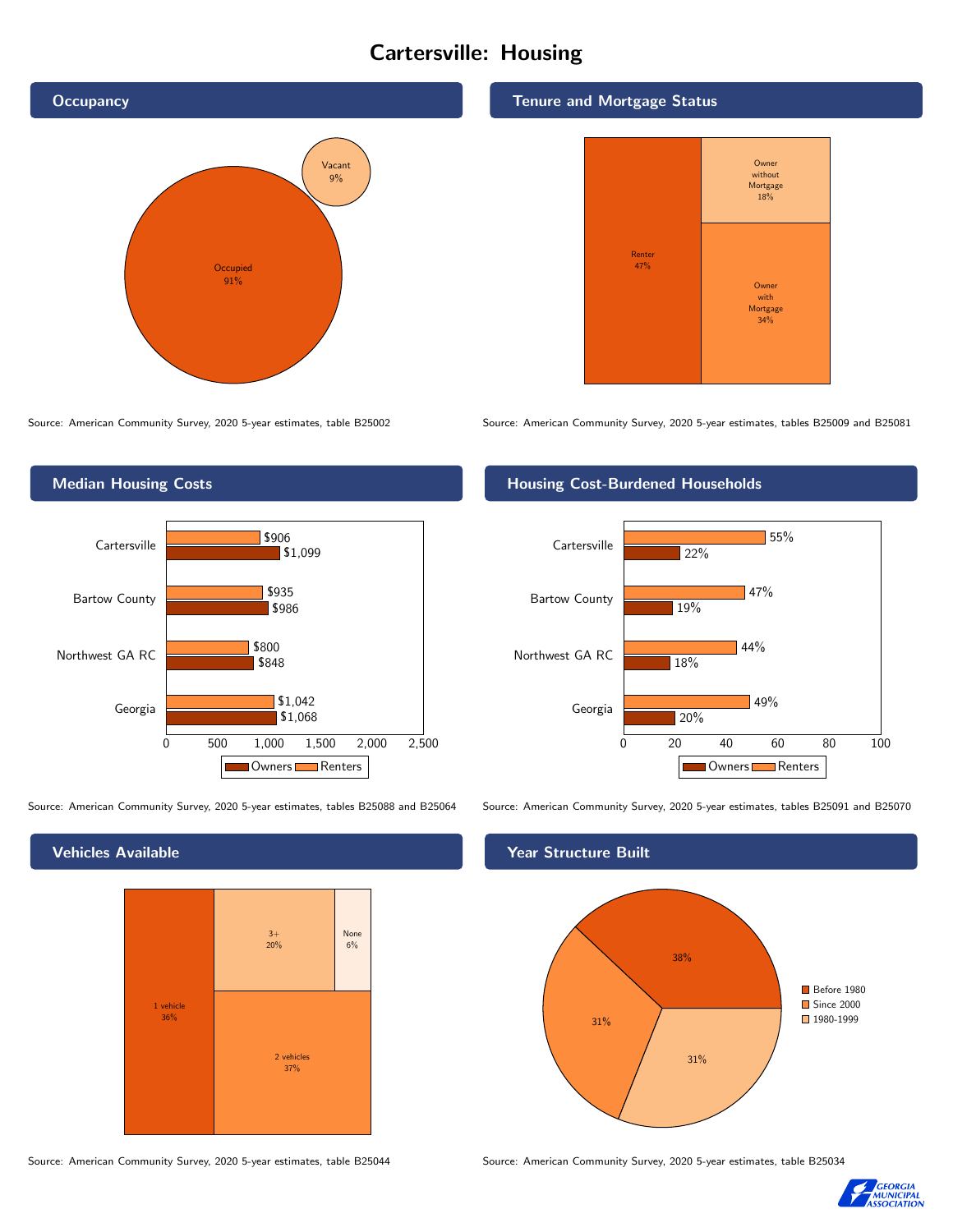# Cartersville: Housing

## Occupancy

Vacant
9%

Occupied
91%

Source: American Community Survey, 2020 5-year estimates, table B25002

## Tenure and Mortgage Status

Renter
47%

Owner without Mortgage
18%

Owner with Mortgage
34%

Source: American Community Survey, 2020 5-year estimates, tables B25009 and B25081

## Median Housing Costs

Cartersville
$906
$1,099

Bartow County
$935
$986

Northwest GA RC
$800
$848

Georgia
$1,042
$1,068

0 500 1,000 1,500 2,000 2,500

Owners Renters

Source: American Community Survey, 2020 5-year estimates, tables B25088 and B25064

## Housing Cost-Burdened Households

Cartersville
55%
22%

Bartow County
47%
19%

Northwest GA RC
44%
18%

Georgia
49%
20%

0 20 40 60 80 100

Owners Renters

Source: American Community Survey, 2020 5-year estimates, tables B25091 and B25070

## Vehicles Available

1 vehicle
36%

3+
20%

None
6%

2 vehicles
37%

Source: American Community Survey, 2020 5-year estimates, table B25044

## Year Structure Built

38%
31%
31%

Before 1980
Since 2000
1980-1999

Source: American Community Survey, 2020 5-year estimates, table B25034

GEORGIA MUNICIPAL ASSOCIATION